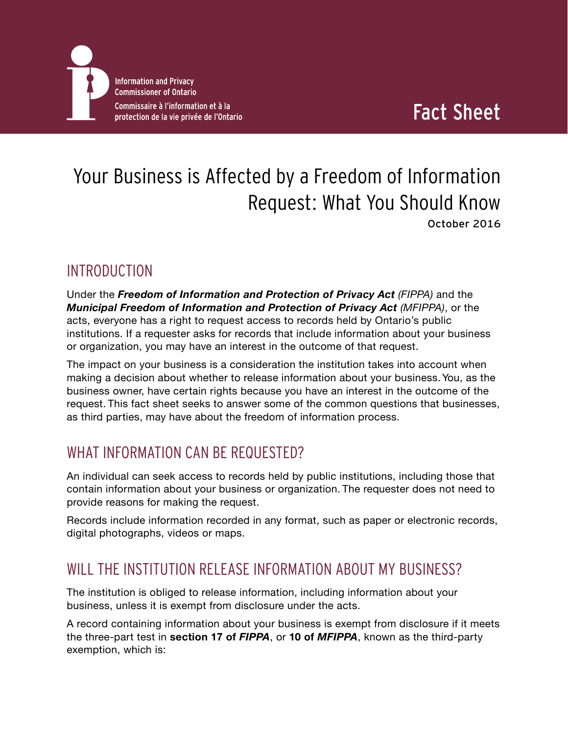Information and Privacy Commissioner of Ontario

Commissaire à l'information et à la protection de la vie privée de l'Ontario

Fact Sheet

# Your Business is Affected by a Freedom of Information Request: What You Should Know

October 2016

## INTRODUCTION

Under the ***Freedom of Information and Protection of Privacy Act*** *(FIPPA)* and the ***Municipal Freedom of Information and Protection of Privacy Act*** *(MFIPPA)*, or the acts, everyone has a right to request access to records held by Ontario's public institutions. If a requester asks for records that include information about your business or organization, you may have an interest in the outcome of that request.

The impact on your business is a consideration the institution takes into account when making a decision about whether to release information about your business. You, as the business owner, have certain rights because you have an interest in the outcome of the request. This fact sheet seeks to answer some of the common questions that businesses, as third parties, may have about the freedom of information process.

## WHAT INFORMATION CAN BE REQUESTED?

An individual can seek access to records held by public institutions, including those that contain information about your business or organization. The requester does not need to provide reasons for making the request.

Records include information recorded in any format, such as paper or electronic records, digital photographs, videos or maps.

## WILL THE INSTITUTION RELEASE INFORMATION ABOUT MY BUSINESS?

The institution is obliged to release information, including information about your business, unless it is exempt from disclosure under the acts.

A record containing information about your business is exempt from disclosure if it meets the three-part test in **section 17 of *FIPPA***, or **10 of *MFIPPA***, known as the third-party exemption, which is: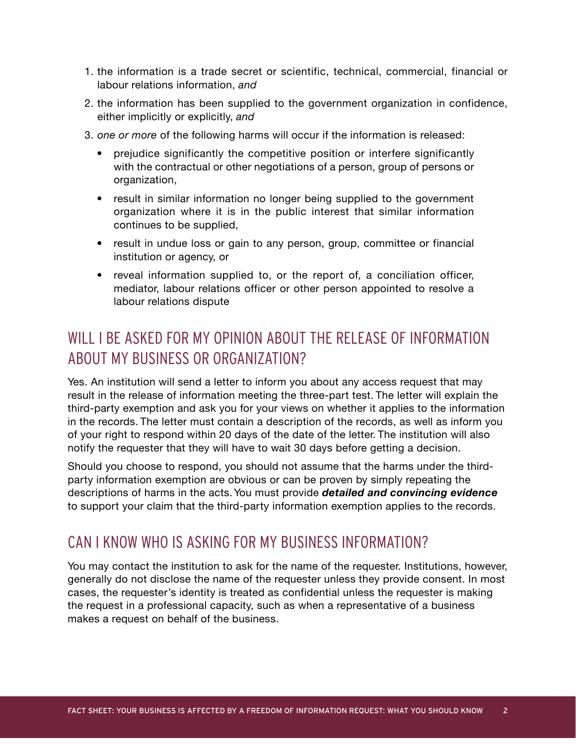1. the information is a trade secret or scientific, technical, commercial, financial or labour relations information, *and*
2. the information has been supplied to the government organization in confidence, either implicitly or explicitly, *and*
3. *one or more* of the following harms will occur if the information is released:
   - prejudice significantly the competitive position or interfere significantly with the contractual or other negotiations of a person, group of persons or organization,
   - result in similar information no longer being supplied to the government organization where it is in the public interest that similar information continues to be supplied,
   - result in undue loss or gain to any person, group, committee or financial institution or agency, or
   - reveal information supplied to, or the report of, a conciliation officer, mediator, labour relations officer or other person appointed to resolve a labour relations dispute

## WILL I BE ASKED FOR MY OPINION ABOUT THE RELEASE OF INFORMATION ABOUT MY BUSINESS OR ORGANIZATION?

Yes. An institution will send a letter to inform you about any access request that may result in the release of information meeting the three-part test. The letter will explain the third-party exemption and ask you for your views on whether it applies to the information in the records. The letter must contain a description of the records, as well as inform you of your right to respond within 20 days of the date of the letter. The institution will also notify the requester that they will have to wait 30 days before getting a decision.

Should you choose to respond, you should not assume that the harms under the third-party information exemption are obvious or can be proven by simply repeating the descriptions of harms in the acts. You must provide ***detailed and convincing evidence*** to support your claim that the third-party information exemption applies to the records.

## CAN I KNOW WHO IS ASKING FOR MY BUSINESS INFORMATION?

You may contact the institution to ask for the name of the requester. Institutions, however, generally do not disclose the name of the requester unless they provide consent. In most cases, the requester's identity is treated as confidential unless the requester is making the request in a professional capacity, such as when a representative of a business makes a request on behalf of the business.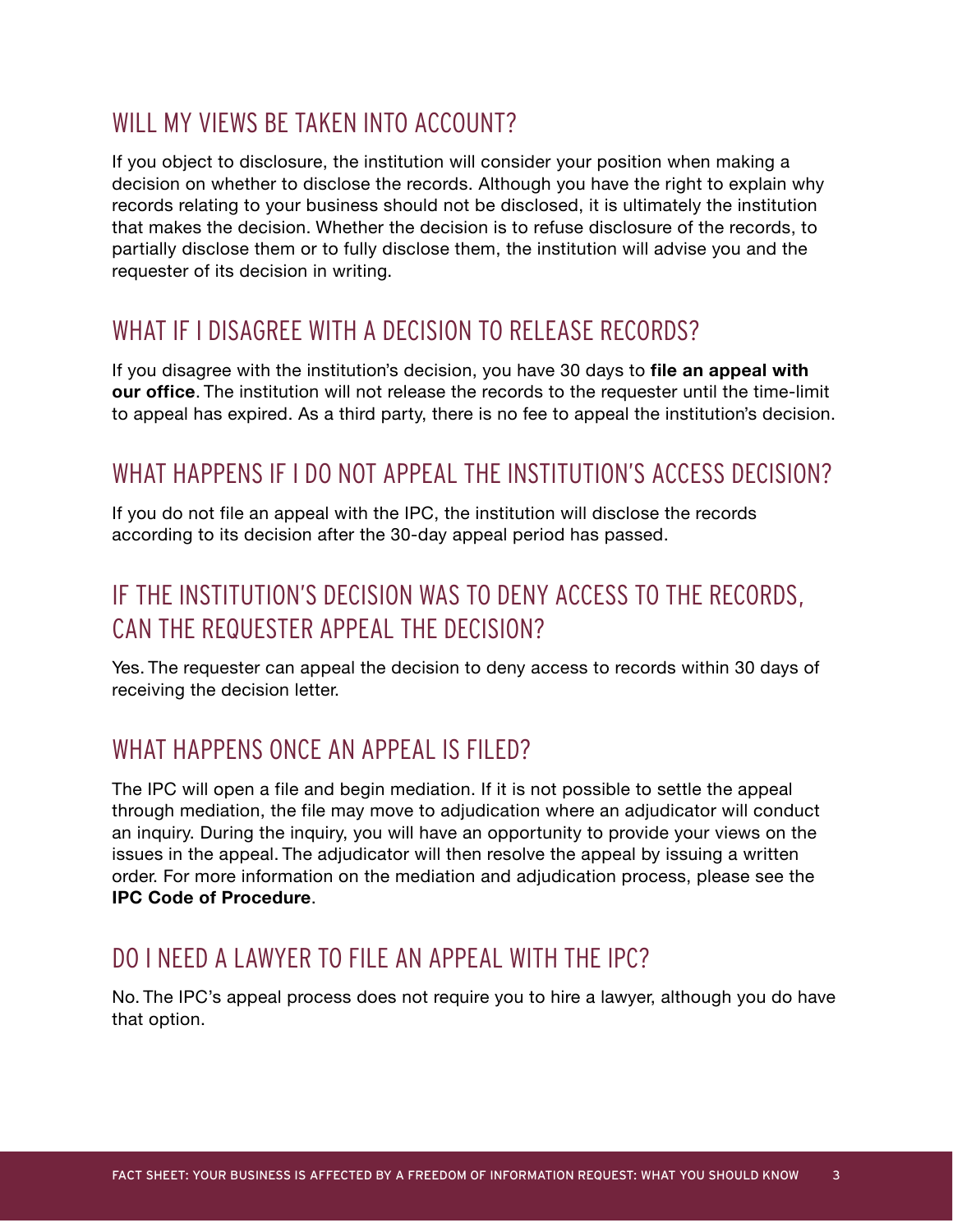## WILL MY VIEWS BE TAKEN INTO ACCOUNT?

If you object to disclosure, the institution will consider your position when making a decision on whether to disclose the records. Although you have the right to explain why records relating to your business should not be disclosed, it is ultimately the institution that makes the decision. Whether the decision is to refuse disclosure of the records, to partially disclose them or to fully disclose them, the institution will advise you and the requester of its decision in writing.

## WHAT IF I DISAGREE WITH A DECISION TO RELEASE RECORDS?

If you disagree with the institution's decision, you have 30 days to **file an appeal with our office**. The institution will not release the records to the requester until the time-limit to appeal has expired. As a third party, there is no fee to appeal the institution's decision.

## WHAT HAPPENS IF I DO NOT APPEAL THE INSTITUTION'S ACCESS DECISION?

If you do not file an appeal with the IPC, the institution will disclose the records according to its decision after the 30-day appeal period has passed.

## IF THE INSTITUTION'S DECISION WAS TO DENY ACCESS TO THE RECORDS, CAN THE REQUESTER APPEAL THE DECISION?

Yes. The requester can appeal the decision to deny access to records within 30 days of receiving the decision letter.

## WHAT HAPPENS ONCE AN APPEAL IS FILED?

The IPC will open a file and begin mediation. If it is not possible to settle the appeal through mediation, the file may move to adjudication where an adjudicator will conduct an inquiry. During the inquiry, you will have an opportunity to provide your views on the issues in the appeal. The adjudicator will then resolve the appeal by issuing a written order. For more information on the mediation and adjudication process, please see the **IPC Code of Procedure**.

## DO I NEED A LAWYER TO FILE AN APPEAL WITH THE IPC?

No. The IPC's appeal process does not require you to hire a lawyer, although you do have that option.